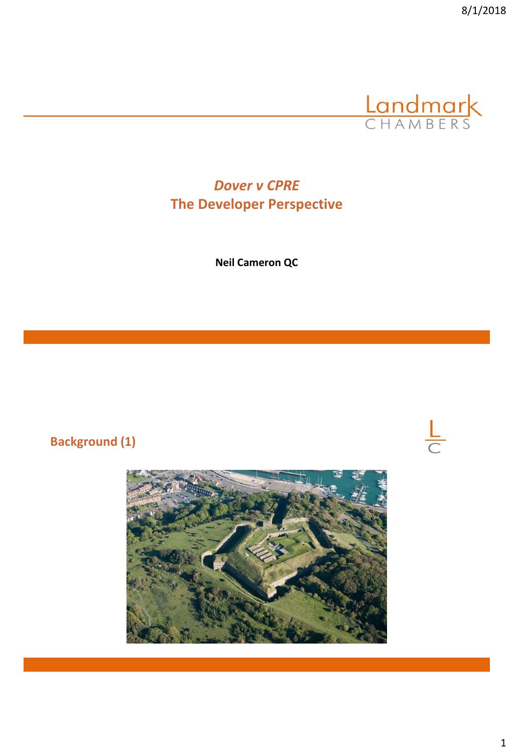Landmark
CHAMBERS

## *Dover v CPRE*
## The Developer Perspective

**Neil Cameron QC**

## Background (1)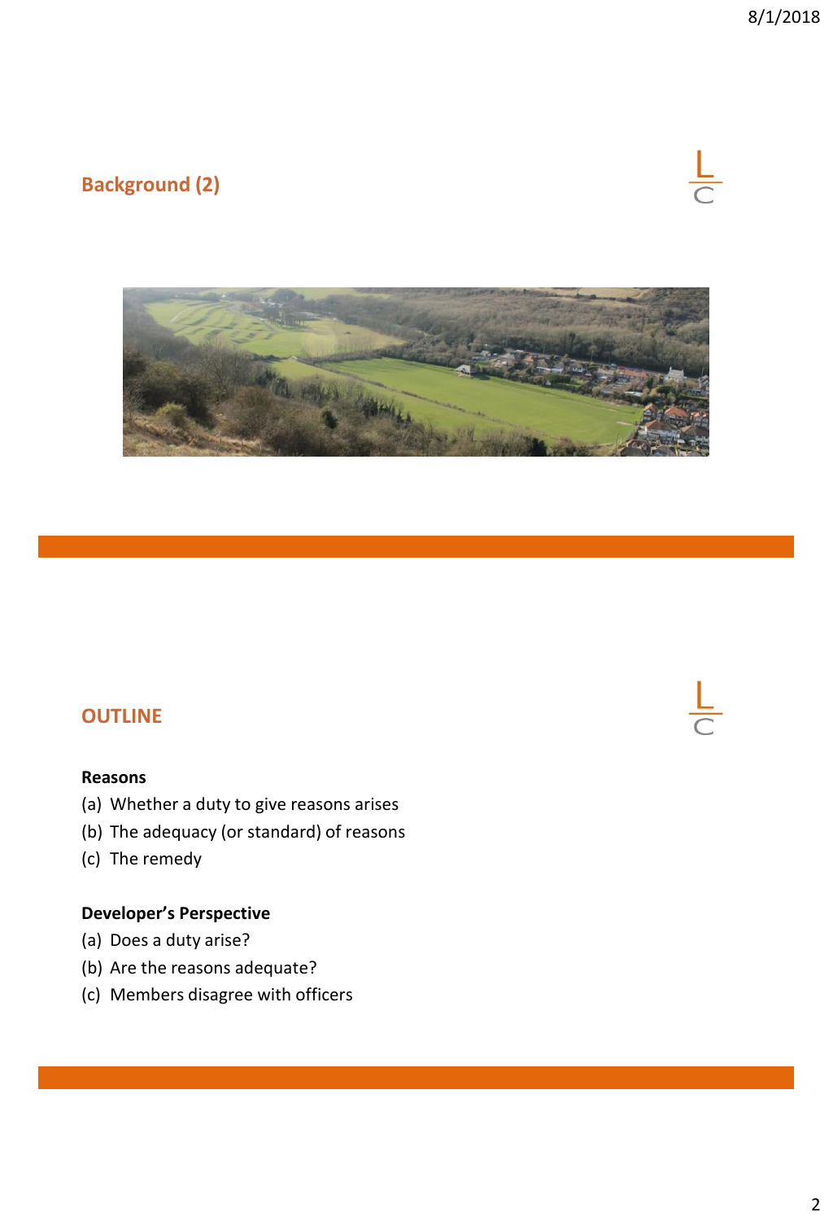## Background (2)

## OUTLINE

**Reasons**

(a) Whether a duty to give reasons arises

(b) The adequacy (or standard) of reasons

(c) The remedy

**Developer's Perspective**

(a) Does a duty arise?

(b) Are the reasons adequate?

(c) Members disagree with officers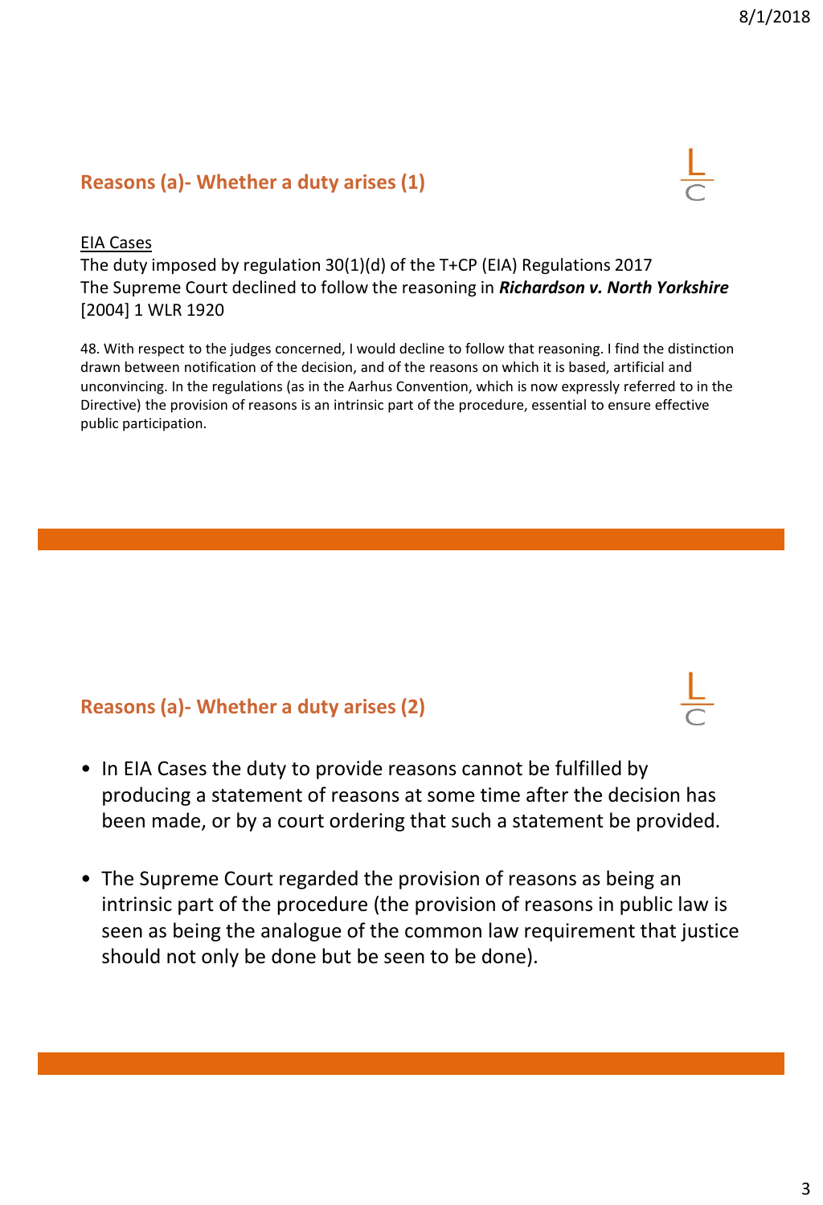## Reasons (a)- Whether a duty arises (1)

<u>EIA Cases</u>

The duty imposed by regulation 30(1)(d) of the T+CP (EIA) Regulations 2017

The Supreme Court declined to follow the reasoning in ***Richardson v. North Yorkshire*** [2004] 1 WLR 1920

48. With respect to the judges concerned, I would decline to follow that reasoning. I find the distinction drawn between notification of the decision, and of the reasons on which it is based, artificial and unconvincing. In the regulations (as in the Aarhus Convention, which is now expressly referred to in the Directive) the provision of reasons is an intrinsic part of the procedure, essential to ensure effective public participation.

## Reasons (a)- Whether a duty arises (2)

- In EIA Cases the duty to provide reasons cannot be fulfilled by producing a statement of reasons at some time after the decision has been made, or by a court ordering that such a statement be provided.
- The Supreme Court regarded the provision of reasons as being an intrinsic part of the procedure (the provision of reasons in public law is seen as being the analogue of the common law requirement that justice should not only be done but be seen to be done).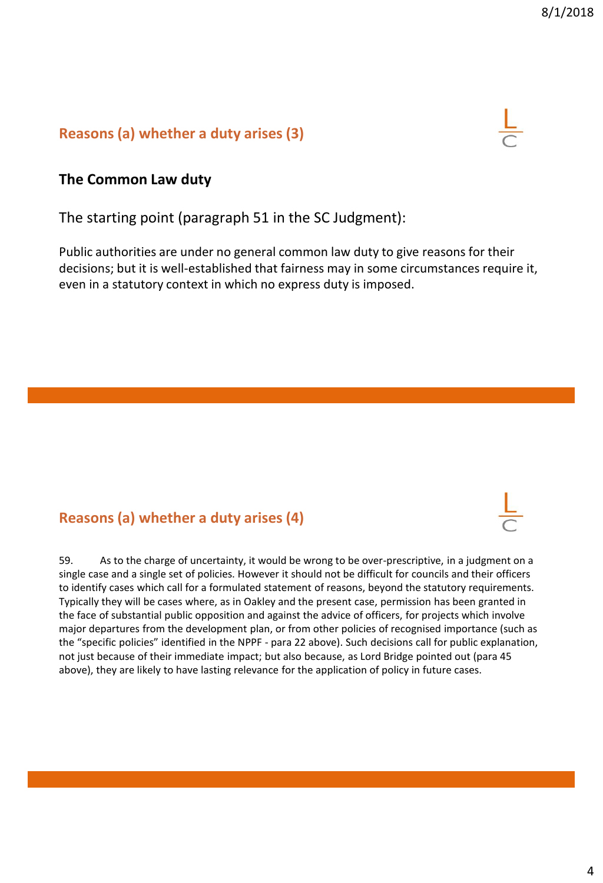## Reasons (a) whether a duty arises (3)

**The Common Law duty**

The starting point (paragraph 51 in the SC Judgment):

Public authorities are under no general common law duty to give reasons for their decisions; but it is well-established that fairness may in some circumstances require it, even in a statutory context in which no express duty is imposed.

## Reasons (a) whether a duty arises (4)

59. As to the charge of uncertainty, it would be wrong to be over-prescriptive, in a judgment on a single case and a single set of policies. However it should not be difficult for councils and their officers to identify cases which call for a formulated statement of reasons, beyond the statutory requirements. Typically they will be cases where, as in Oakley and the present case, permission has been granted in the face of substantial public opposition and against the advice of officers, for projects which involve major departures from the development plan, or from other policies of recognised importance (such as the "specific policies" identified in the NPPF - para 22 above). Such decisions call for public explanation, not just because of their immediate impact; but also because, as Lord Bridge pointed out (para 45 above), they are likely to have lasting relevance for the application of policy in future cases.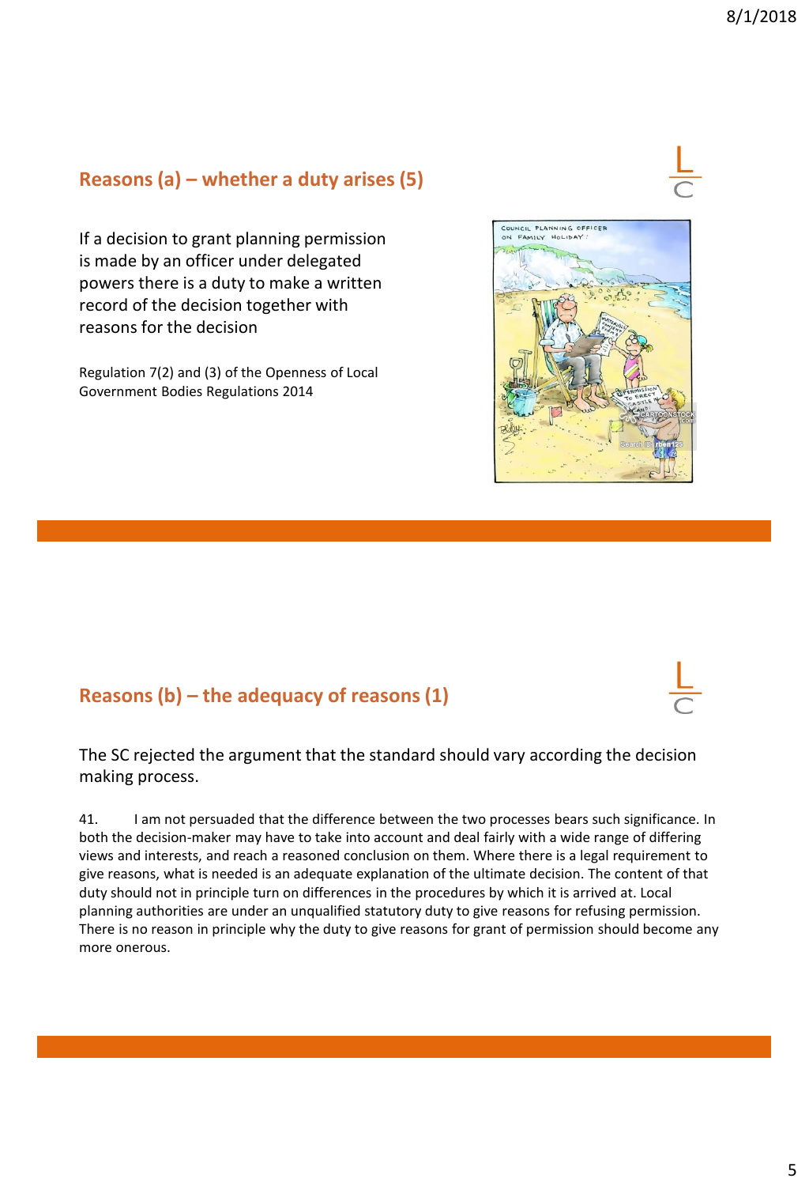## Reasons (a) – whether a duty arises (5)

If a decision to grant planning permission is made by an officer under delegated powers there is a duty to make a written record of the decision together with reasons for the decision

Regulation 7(2) and (3) of the Openness of Local Government Bodies Regulations 2014

## Reasons (b) – the adequacy of reasons (1)

The SC rejected the argument that the standard should vary according the decision making process.

41. I am not persuaded that the difference between the two processes bears such significance. In both the decision-maker may have to take into account and deal fairly with a wide range of differing views and interests, and reach a reasoned conclusion on them. Where there is a legal requirement to give reasons, what is needed is an adequate explanation of the ultimate decision. The content of that duty should not in principle turn on differences in the procedures by which it is arrived at. Local planning authorities are under an unqualified statutory duty to give reasons for refusing permission. There is no reason in principle why the duty to give reasons for grant of permission should become any more onerous.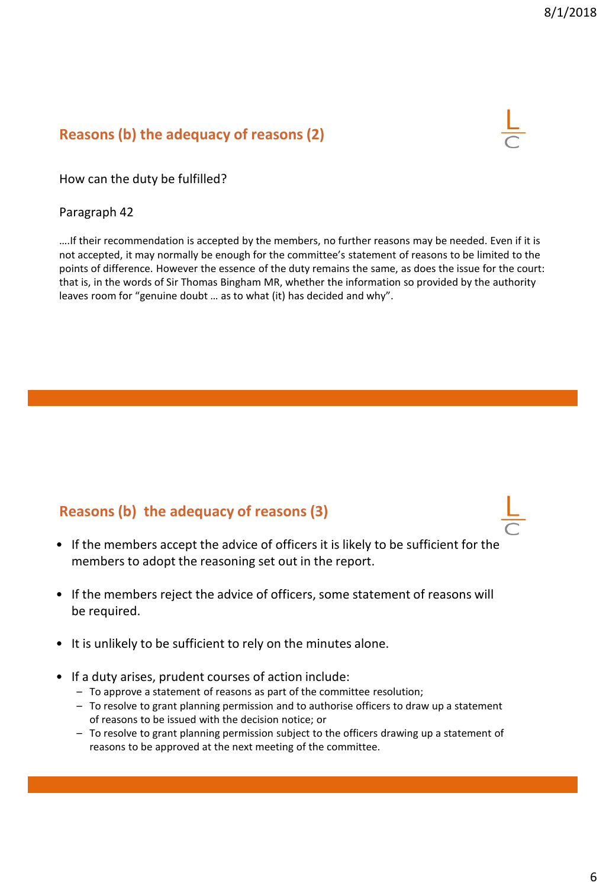## Reasons (b) the adequacy of reasons (2)

How can the duty be fulfilled?

Paragraph 42

….If their recommendation is accepted by the members, no further reasons may be needed. Even if it is not accepted, it may normally be enough for the committee's statement of reasons to be limited to the points of difference. However the essence of the duty remains the same, as does the issue for the court: that is, in the words of Sir Thomas Bingham MR, whether the information so provided by the authority leaves room for "genuine doubt … as to what (it) has decided and why".

## Reasons (b) the adequacy of reasons (3)

- If the members accept the advice of officers it is likely to be sufficient for the members to adopt the reasoning set out in the report.
- If the members reject the advice of officers, some statement of reasons will be required.
- It is unlikely to be sufficient to rely on the minutes alone.
- If a duty arises, prudent courses of action include:
  - To approve a statement of reasons as part of the committee resolution;
  - To resolve to grant planning permission and to authorise officers to draw up a statement of reasons to be issued with the decision notice; or
  - To resolve to grant planning permission subject to the officers drawing up a statement of reasons to be approved at the next meeting of the committee.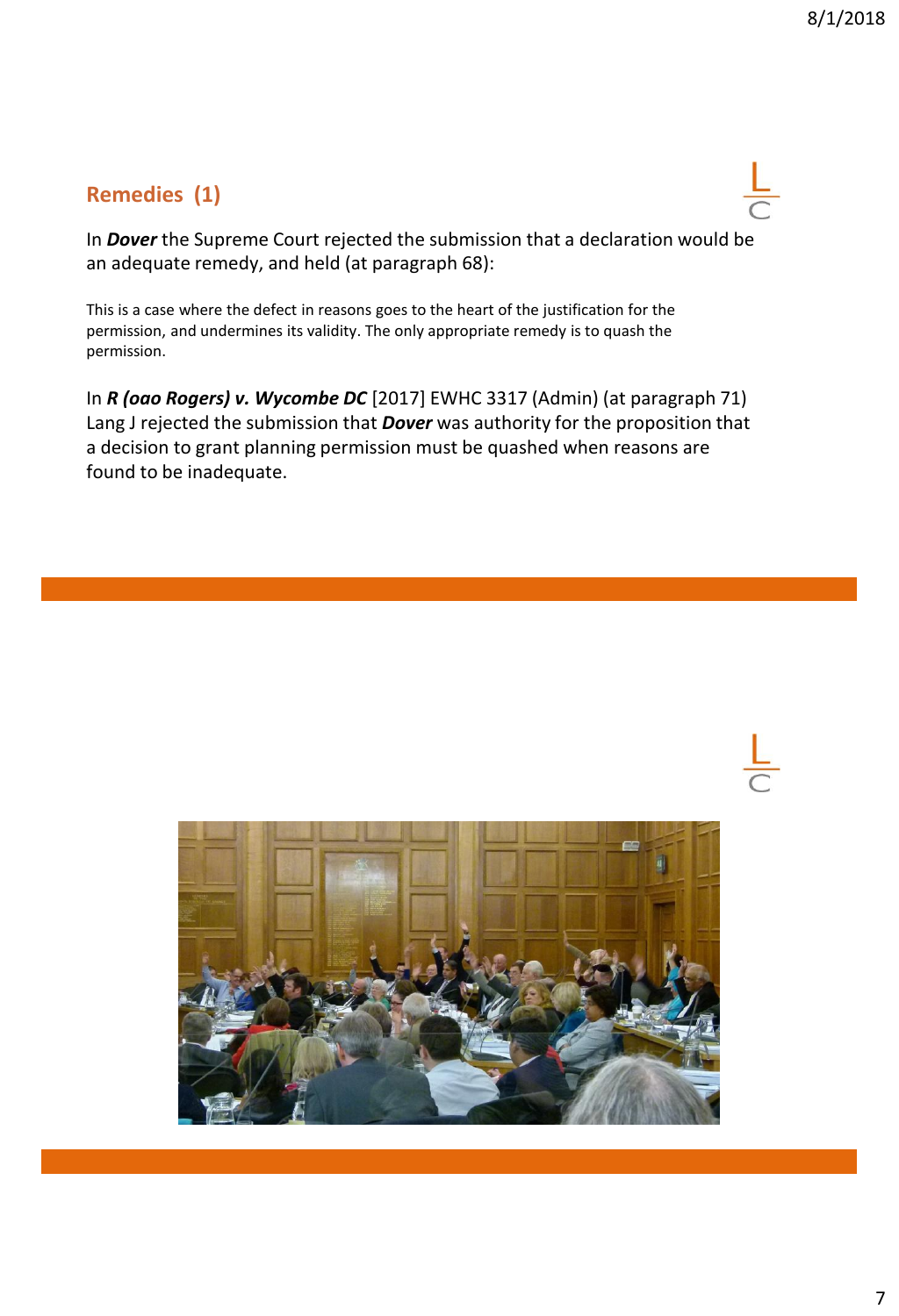## Remedies (1)

In ***Dover*** the Supreme Court rejected the submission that a declaration would be an adequate remedy, and held (at paragraph 68):

This is a case where the defect in reasons goes to the heart of the justification for the permission, and undermines its validity. The only appropriate remedy is to quash the permission.

In ***R (oao Rogers) v. Wycombe DC*** [2017] EWHC 3317 (Admin) (at paragraph 71) Lang J rejected the submission that ***Dover*** was authority for the proposition that a decision to grant planning permission must be quashed when reasons are found to be inadequate.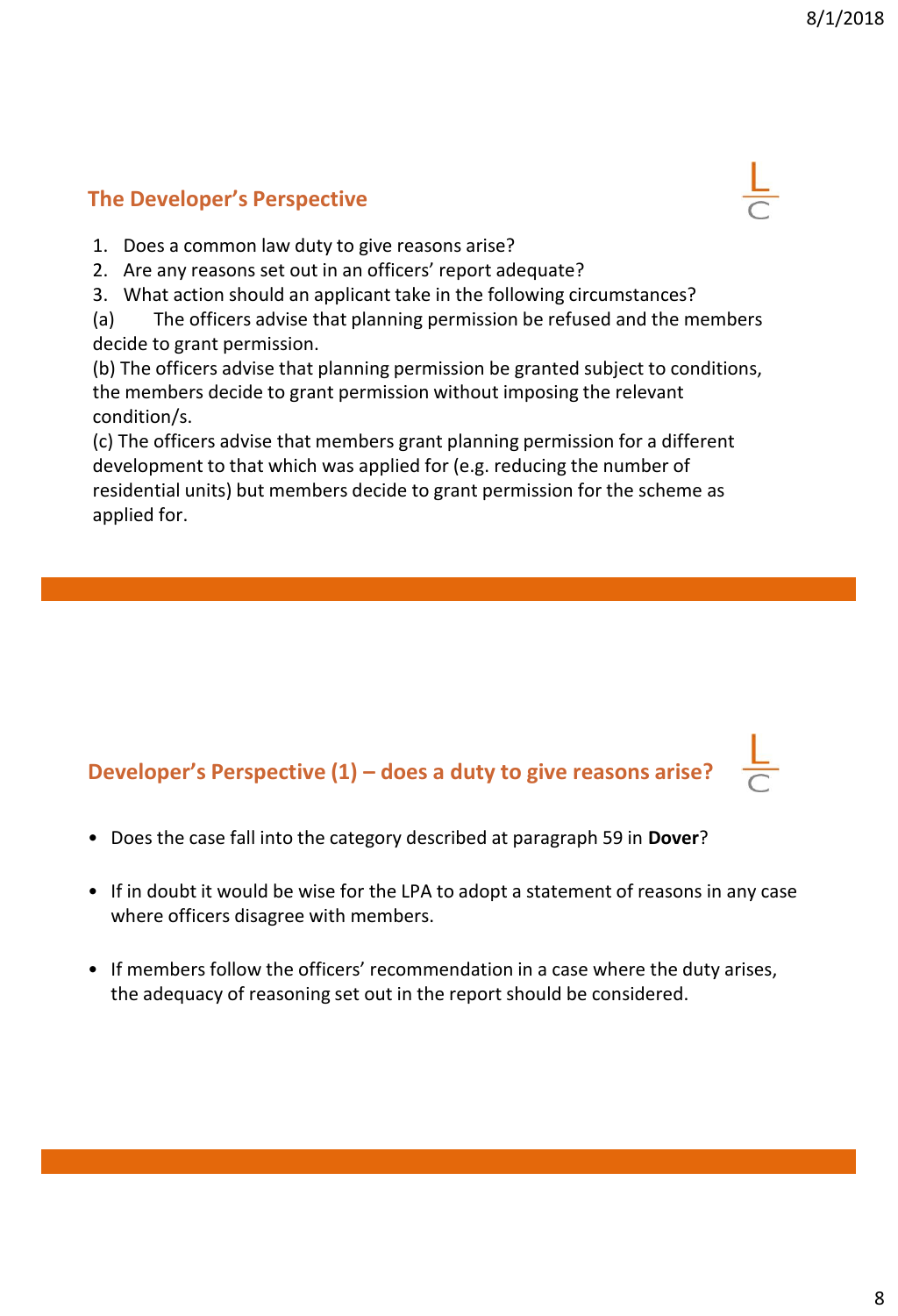## The Developer's Perspective

1. Does a common law duty to give reasons arise?
2. Are any reasons set out in an officers' report adequate?
3. What action should an applicant take in the following circumstances?

(a) The officers advise that planning permission be refused and the members decide to grant permission.

(b) The officers advise that planning permission be granted subject to conditions, the members decide to grant permission without imposing the relevant condition/s.

(c) The officers advise that members grant planning permission for a different development to that which was applied for (e.g. reducing the number of residential units) but members decide to grant permission for the scheme as applied for.

## Developer's Perspective (1) – does a duty to give reasons arise?

- Does the case fall into the category described at paragraph 59 in **Dover**?
- If in doubt it would be wise for the LPA to adopt a statement of reasons in any case where officers disagree with members.
- If members follow the officers' recommendation in a case where the duty arises, the adequacy of reasoning set out in the report should be considered.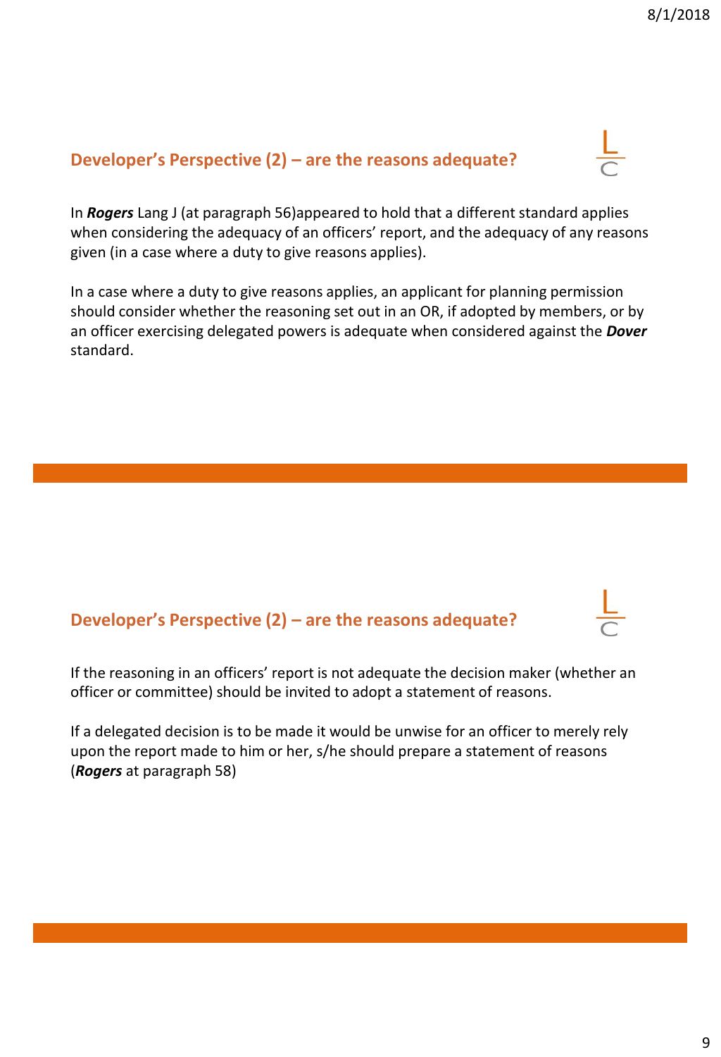## Developer's Perspective (2) – are the reasons adequate?

In ***Rogers*** Lang J (at paragraph 56)appeared to hold that a different standard applies when considering the adequacy of an officers' report, and the adequacy of any reasons given (in a case where a duty to give reasons applies).

In a case where a duty to give reasons applies, an applicant for planning permission should consider whether the reasoning set out in an OR, if adopted by members, or by an officer exercising delegated powers is adequate when considered against the ***Dover*** standard.

## Developer's Perspective (2) – are the reasons adequate?

If the reasoning in an officers' report is not adequate the decision maker (whether an officer or committee) should be invited to adopt a statement of reasons.

If a delegated decision is to be made it would be unwise for an officer to merely rely upon the report made to him or her, s/he should prepare a statement of reasons (***Rogers*** at paragraph 58)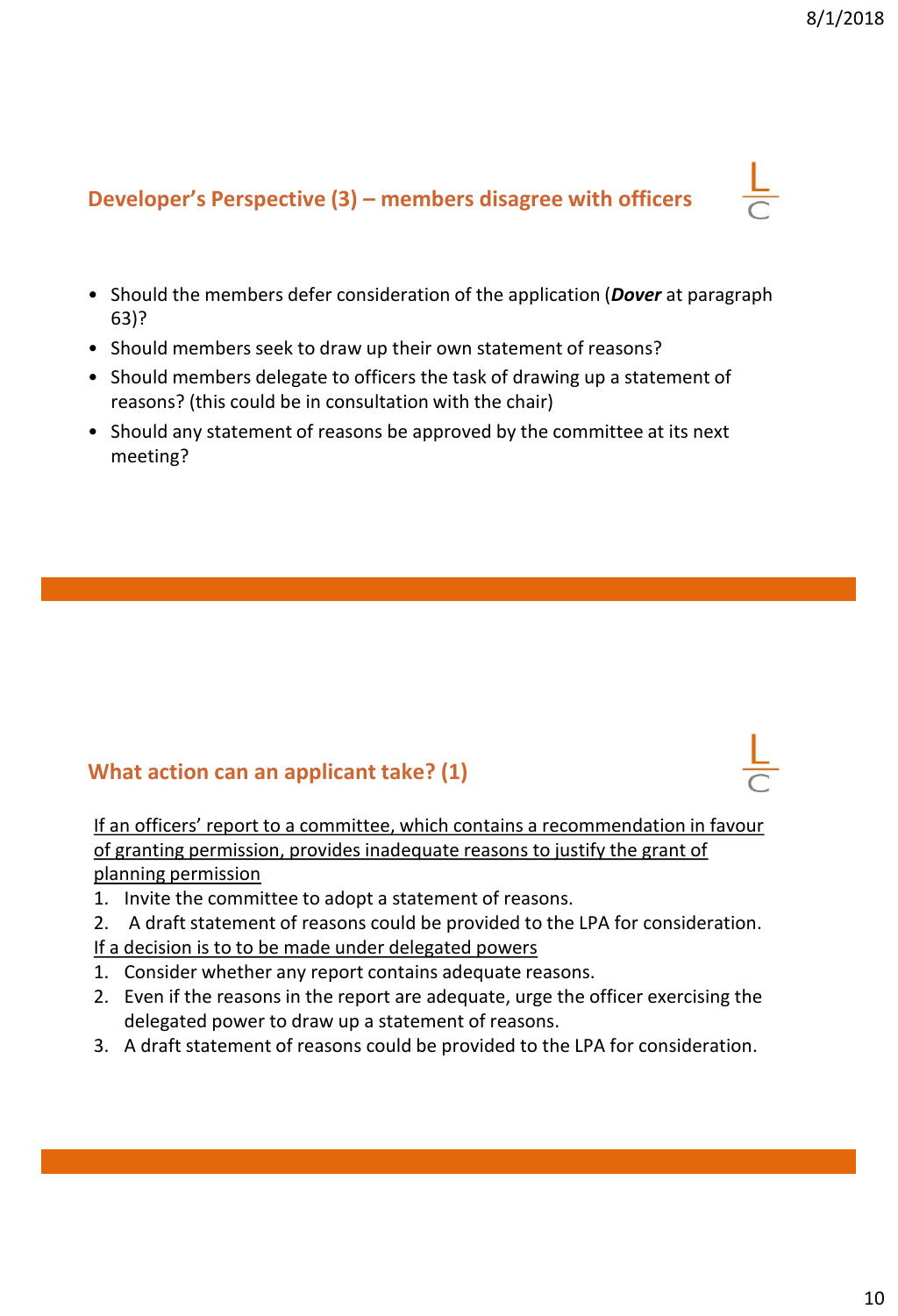## Developer's Perspective (3) – members disagree with officers

- Should the members defer consideration of the application (***Dover*** at paragraph 63)?
- Should members seek to draw up their own statement of reasons?
- Should members delegate to officers the task of drawing up a statement of reasons? (this could be in consultation with the chair)
- Should any statement of reasons be approved by the committee at its next meeting?

## What action can an applicant take? (1)

<u>If an officers' report to a committee, which contains a recommendation in favour of granting permission, provides inadequate reasons to justify the grant of planning permission</u>

1. Invite the committee to adopt a statement of reasons.
2. A draft statement of reasons could be provided to the LPA for consideration.

<u>If a decision is to to be made under delegated powers</u>

1. Consider whether any report contains adequate reasons.
2. Even if the reasons in the report are adequate, urge the officer exercising the delegated power to draw up a statement of reasons.
3. A draft statement of reasons could be provided to the LPA for consideration.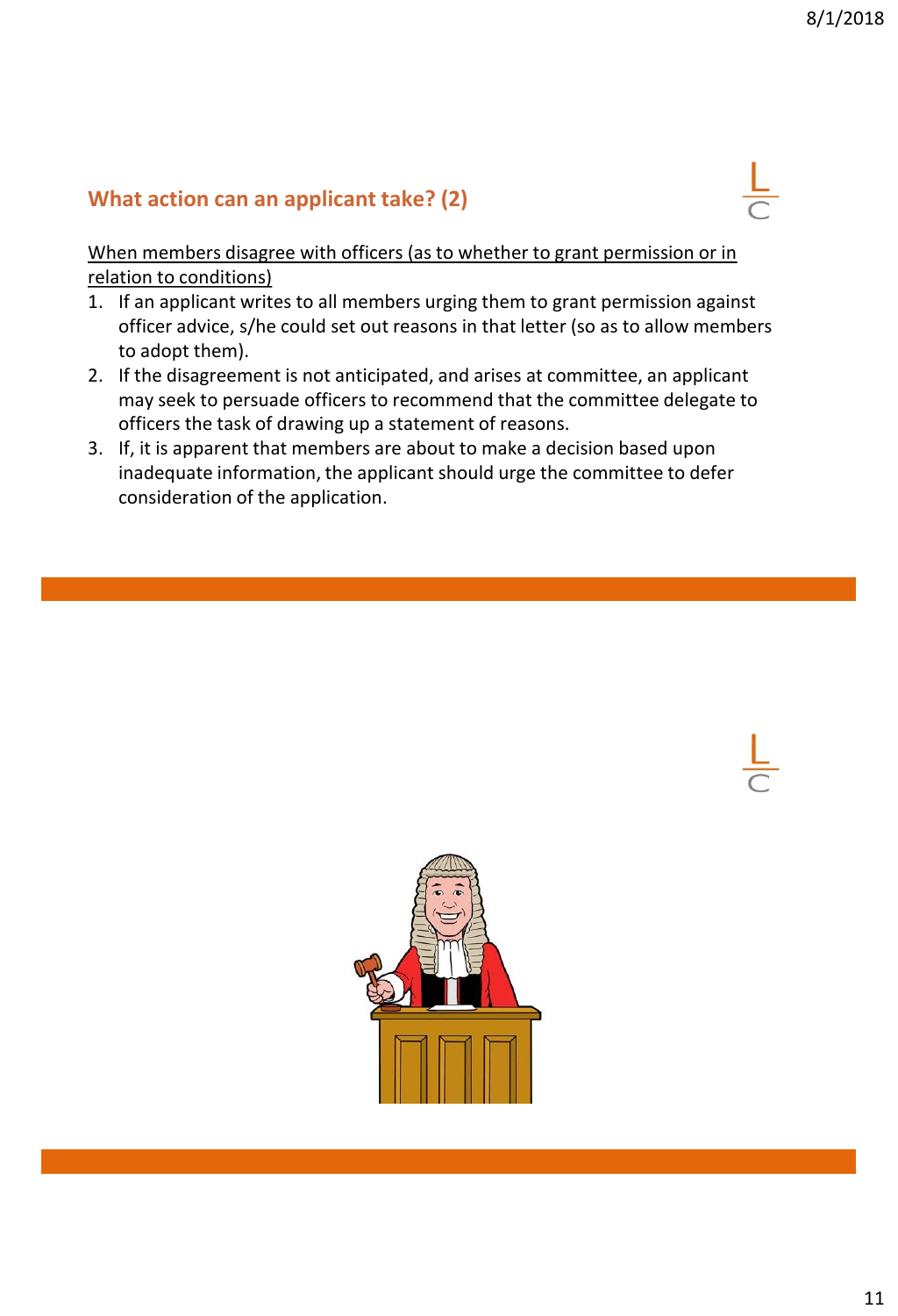## What action can an applicant take? (2)

When members disagree with officers (as to whether to grant permission or in relation to conditions)

1. If an applicant writes to all members urging them to grant permission against officer advice, s/he could set out reasons in that letter (so as to allow members to adopt them).
2. If the disagreement is not anticipated, and arises at committee, an applicant may seek to persuade officers to recommend that the committee delegate to officers the task of drawing up a statement of reasons.
3. If, it is apparent that members are about to make a decision based upon inadequate information, the applicant should urge the committee to defer consideration of the application.